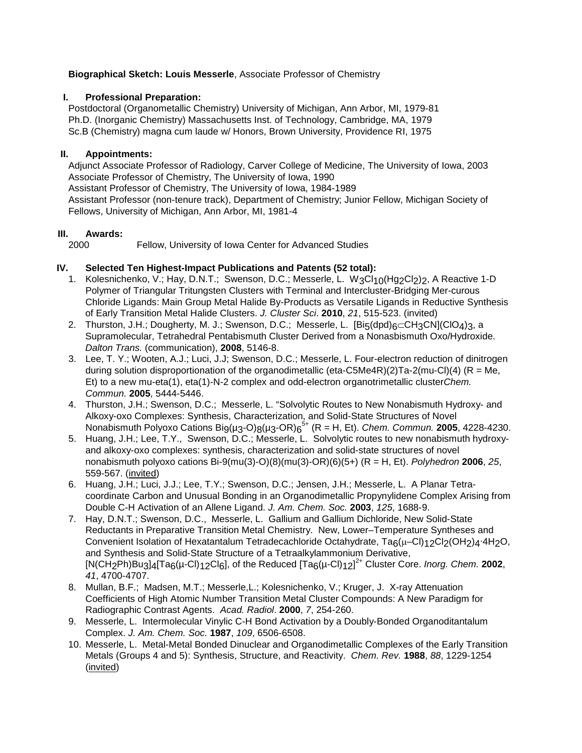**Biographical Sketch: Louis Messerle**, Associate Professor of Chemistry

## I. Professional Preparation:

Postdoctoral (Organometallic Chemistry) University of Michigan, Ann Arbor, MI, 1979-81
Ph.D. (Inorganic Chemistry) Massachusetts Inst. of Technology, Cambridge, MA, 1979
Sc.B (Chemistry) magna cum laude w/ Honors, Brown University, Providence RI, 1975

## II. Appointments:

Adjunct Associate Professor of Radiology, Carver College of Medicine, The University of Iowa, 2003
Associate Professor of Chemistry, The University of Iowa, 1990
Assistant Professor of Chemistry, The University of Iowa, 1984-1989
Assistant Professor (non-tenure track), Department of Chemistry; Junior Fellow, Michigan Society of Fellows, University of Michigan, Ann Arbor, MI, 1981-4

## III. Awards:

2000 Fellow, University of Iowa Center for Advanced Studies

## IV. Selected Ten Highest-Impact Publications and Patents (52 total):

1. Kolesnichenko, V.; Hay, D.N.T.; Swenson, D.C.; Messerle, L. $W_3Cl_{10}(Hg_2Cl_2)_2$, A Reactive 1-D Polymer of Triangular Tritungsten Clusters with Terminal and Intercluster-Bridging Mer-curous Chloride Ligands: Main Group Metal Halide By-Products as Versatile Ligands in Reductive Synthesis of Early Transition Metal Halide Clusters. *J. Cluster Sci*. **2010**, *21*, 515-523. (invited)
2. Thurston, J.H.; Dougherty, M. J.; Swenson, D.C.; Messerle, L. $[Bi_5(dpd)_6{\subset}CH_3CN](ClO_4)_3$, a Supramolecular, Tetrahedral Pentabismuth Cluster Derived from a Nonasbismuth Oxo/Hydroxide. *Dalton Trans.* (communication), **2008**, 5146-8.
3. Lee, T. Y.; Wooten, A.J.; Luci, J.J; Swenson, D.C.; Messerle, L. Four-electron reduction of dinitrogen during solution disproportionation of the organodimetallic (eta-C5Me4R)(2)Ta-2(mu-Cl)(4) (R = Me, Et) to a new mu-eta(1), eta(1)-N-2 complex and odd-electron organotrimetallic cluster*Chem. Commun.* **2005**, 5444-5446.
4. Thurston, J.H.; Swenson, D.C.; Messerle, L. "Solvolytic Routes to New Nonabismuth Hydroxy- and Alkoxy-oxo Complexes: Synthesis, Characterization, and Solid-State Structures of Novel Nonabismuth Polyoxo Cations $Bi_9(\mu_3\text{-}O)_8(\mu_3\text{-}OR)_6^{5+}$ (R = H, Et). *Chem. Commun.* **2005**, 4228-4230.
5. Huang, J.H.; Lee, T.Y., Swenson, D.C.; Messerle, L. Solvolytic routes to new nonabismuth hydroxy- and alkoxy-oxo complexes: synthesis, characterization and solid-state structures of novel nonabismuth polyoxo cations Bi-9(mu(3)-O)(8)(mu(3)-OR)(6)(5+) (R = H, Et). *Polyhedron* **2006**, *25*, 559-567. (invited)
6. Huang, J.H.; Luci, J.J.; Lee, T.Y.; Swenson, D.C.; Jensen, J.H.; Messerle, L. A Planar Tetra-coordinate Carbon and Unusual Bonding in an Organodimetallic Propynylidene Complex Arising from Double C-H Activation of an Allene Ligand. *J. Am. Chem. Soc.* **2003**, *125*, 1688-9.
7. Hay, D.N.T.; Swenson, D.C., Messerle, L. Gallium and Gallium Dichloride, New Solid-State Reductants in Preparative Transition Metal Chemistry. New, Lower–Temperature Syntheses and Convenient Isolation of Hexatantalum Tetradecachloride Octahydrate, $Ta_6(\mu\text{–}Cl)_{12}Cl_2(OH_2)_4{\cdot}4H_2O$, and Synthesis and Solid-State Structure of a Tetraalkylammonium Derivative, $[N(CH_2Ph)Bu_3]_4[Ta_6(\mu\text{-}Cl)_{12}Cl_6]$, of the Reduced $[Ta_6(\mu\text{-}Cl)_{12}]^{2+}$ Cluster Core. *Inorg. Chem.* **2002**, *41*, 4700-4707.
8. Mullan, B.F.; Madsen, M.T.; Messerle,L.; Kolesnichenko, V.; Kruger, J. X-ray Attenuation Coefficients of High Atomic Number Transition Metal Cluster Compounds: A New Paradigm for Radiographic Contrast Agents. *Acad. Radiol*. **2000**, *7*, 254-260.
9. Messerle, L. Intermolecular Vinylic C-H Bond Activation by a Doubly-Bonded Organoditantalum Complex. *J. Am. Chem. Soc.* **1987**, *109*, 6506-6508.
10. Messerle, L. Metal-Metal Bonded Dinuclear and Organodimetallic Complexes of the Early Transition Metals (Groups 4 and 5): Synthesis, Structure, and Reactivity. *Chem. Rev.* **1988**, *88*, 1229-1254 (invited)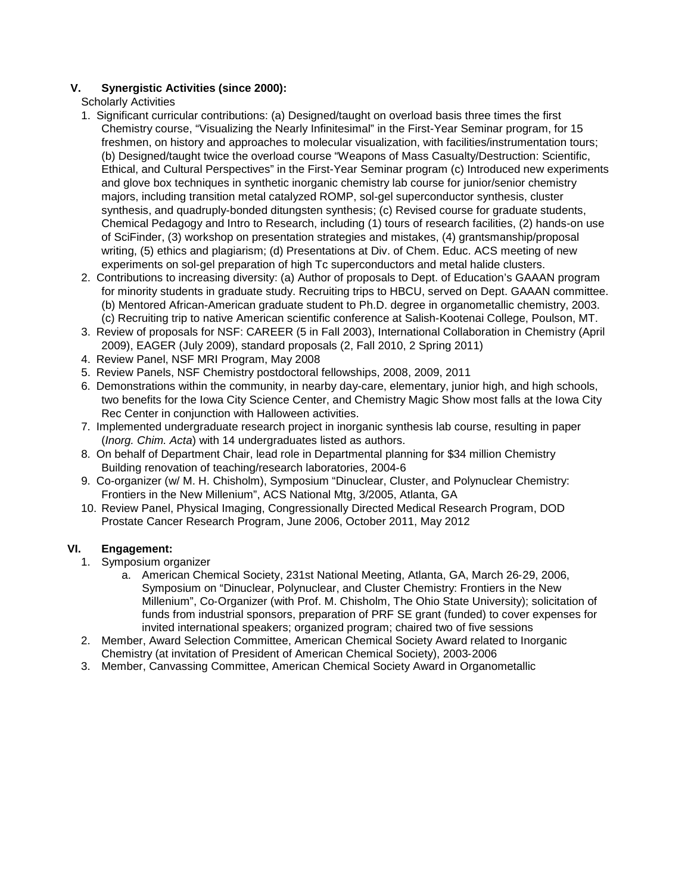## V. Synergistic Activities (since 2000):

Scholarly Activities

1. Significant curricular contributions: (a) Designed/taught on overload basis three times the first Chemistry course, "Visualizing the Nearly Infinitesimal" in the First-Year Seminar program, for 15 freshmen, on history and approaches to molecular visualization, with facilities/instrumentation tours; (b) Designed/taught twice the overload course "Weapons of Mass Casualty/Destruction: Scientific, Ethical, and Cultural Perspectives" in the First-Year Seminar program (c) Introduced new experiments and glove box techniques in synthetic inorganic chemistry lab course for junior/senior chemistry majors, including transition metal catalyzed ROMP, sol-gel superconductor synthesis, cluster synthesis, and quadruply-bonded ditungsten synthesis; (c) Revised course for graduate students, Chemical Pedagogy and Intro to Research, including (1) tours of research facilities, (2) hands-on use of SciFinder, (3) workshop on presentation strategies and mistakes, (4) grantsmanship/proposal writing, (5) ethics and plagiarism; (d) Presentations at Div. of Chem. Educ. ACS meeting of new experiments on sol-gel preparation of high Tc superconductors and metal halide clusters.
2. Contributions to increasing diversity: (a) Author of proposals to Dept. of Education's GAAAN program for minority students in graduate study. Recruiting trips to HBCU, served on Dept. GAAAN committee. (b) Mentored African-American graduate student to Ph.D. degree in organometallic chemistry, 2003. (c) Recruiting trip to native American scientific conference at Salish-Kootenai College, Poulson, MT.
3. Review of proposals for NSF: CAREER (5 in Fall 2003), International Collaboration in Chemistry (April 2009), EAGER (July 2009), standard proposals (2, Fall 2010, 2 Spring 2011)
4. Review Panel, NSF MRI Program, May 2008
5. Review Panels, NSF Chemistry postdoctoral fellowships, 2008, 2009, 2011
6. Demonstrations within the community, in nearby day-care, elementary, junior high, and high schools, two benefits for the Iowa City Science Center, and Chemistry Magic Show most falls at the Iowa City Rec Center in conjunction with Halloween activities.
7. Implemented undergraduate research project in inorganic synthesis lab course, resulting in paper (*Inorg. Chim. Acta*) with 14 undergraduates listed as authors.
8. On behalf of Department Chair, lead role in Departmental planning for $34 million Chemistry Building renovation of teaching/research laboratories, 2004-6
9. Co-organizer (w/ M. H. Chisholm), Symposium "Dinuclear, Cluster, and Polynuclear Chemistry: Frontiers in the New Millenium", ACS National Mtg, 3/2005, Atlanta, GA
10. Review Panel, Physical Imaging, Congressionally Directed Medical Research Program, DOD Prostate Cancer Research Program, June 2006, October 2011, May 2012

## VI. Engagement:

1. Symposium organizer
   a. American Chemical Society, 231st National Meeting, Atlanta, GA, March 26-29, 2006, Symposium on "Dinuclear, Polynuclear, and Cluster Chemistry: Frontiers in the New Millenium", Co-Organizer (with Prof. M. Chisholm, The Ohio State University); solicitation of funds from industrial sponsors, preparation of PRF SE grant (funded) to cover expenses for invited international speakers; organized program; chaired two of five sessions
2. Member, Award Selection Committee, American Chemical Society Award related to Inorganic Chemistry (at invitation of President of American Chemical Society), 2003-2006
3. Member, Canvassing Committee, American Chemical Society Award in Organometallic